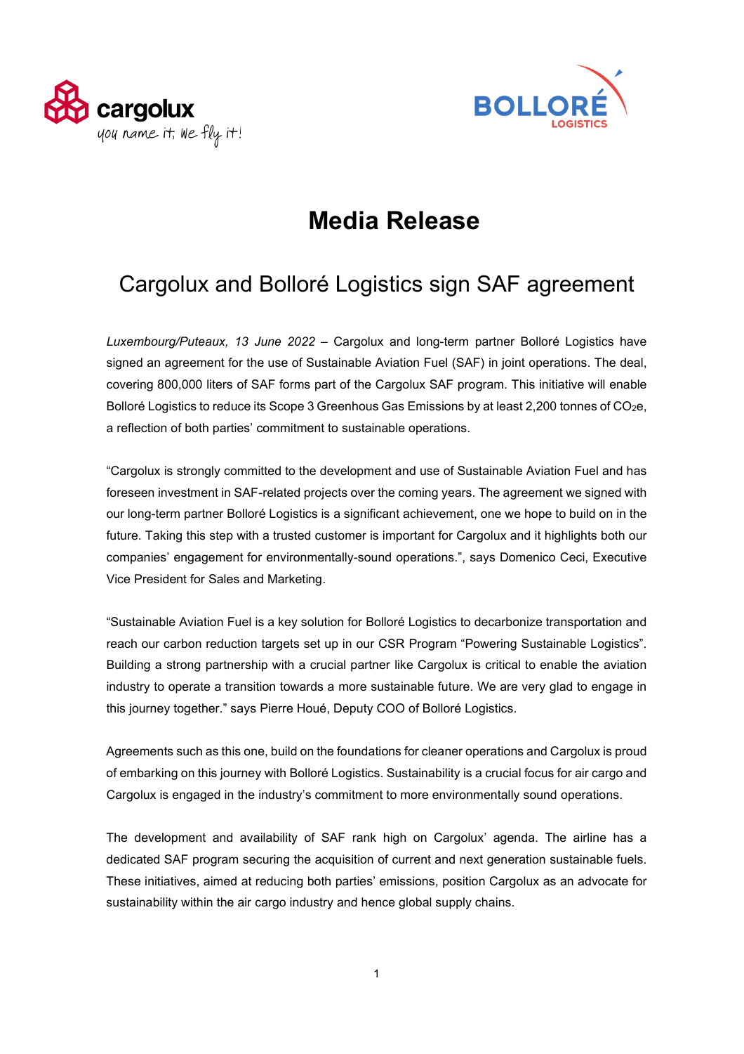# Media Release

## Cargolux and Bolloré Logistics sign SAF agreement

*Luxembourg/Puteaux, 13 June 2022* – Cargolux and long-term partner Bolloré Logistics have signed an agreement for the use of Sustainable Aviation Fuel (SAF) in joint operations. The deal, covering 800,000 liters of SAF forms part of the Cargolux SAF program. This initiative will enable Bolloré Logistics to reduce its Scope 3 Greenhous Gas Emissions by at least 2,200 tonnes of $CO_2e$, a reflection of both parties' commitment to sustainable operations.

"Cargolux is strongly committed to the development and use of Sustainable Aviation Fuel and has foreseen investment in SAF-related projects over the coming years. The agreement we signed with our long-term partner Bolloré Logistics is a significant achievement, one we hope to build on in the future. Taking this step with a trusted customer is important for Cargolux and it highlights both our companies' engagement for environmentally-sound operations.", says Domenico Ceci, Executive Vice President for Sales and Marketing.

"Sustainable Aviation Fuel is a key solution for Bolloré Logistics to decarbonize transportation and reach our carbon reduction targets set up in our CSR Program "Powering Sustainable Logistics". Building a strong partnership with a crucial partner like Cargolux is critical to enable the aviation industry to operate a transition towards a more sustainable future. We are very glad to engage in this journey together." says Pierre Houé, Deputy COO of Bolloré Logistics.

Agreements such as this one, build on the foundations for cleaner operations and Cargolux is proud of embarking on this journey with Bolloré Logistics. Sustainability is a crucial focus for air cargo and Cargolux is engaged in the industry's commitment to more environmentally sound operations.

The development and availability of SAF rank high on Cargolux' agenda. The airline has a dedicated SAF program securing the acquisition of current and next generation sustainable fuels. These initiatives, aimed at reducing both parties' emissions, position Cargolux as an advocate for sustainability within the air cargo industry and hence global supply chains.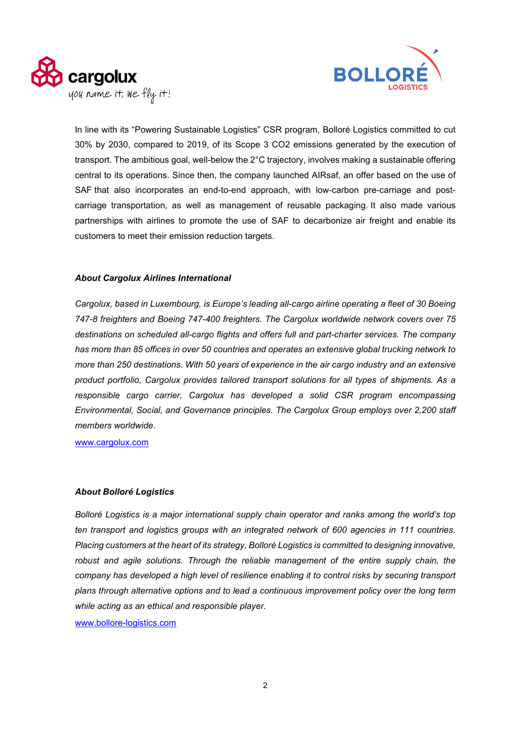In line with its "Powering Sustainable Logistics" CSR program, Bolloré Logistics committed to cut 30% by 2030, compared to 2019, of its Scope 3 $CO_2$ emissions generated by the execution of transport. The ambitious goal, well-below the 2°C trajectory, involves making a sustainable offering central to its operations. Since then, the company launched AIRsaf, an offer based on the use of SAF that also incorporates an end-to-end approach, with low-carbon pre-carriage and post-carriage transportation, as well as management of reusable packaging. It also made various partnerships with airlines to promote the use of SAF to decarbonize air freight and enable its customers to meet their emission reduction targets.

***About Cargolux Airlines International***

*Cargolux, based in Luxembourg, is Europe's leading all-cargo airline operating a fleet of 30 Boeing 747-8 freighters and Boeing 747-400 freighters. The Cargolux worldwide network covers over 75 destinations on scheduled all-cargo flights and offers full and part-charter services. The company has more than 85 offices in over 50 countries and operates an extensive global trucking network to more than 250 destinations. With 50 years of experience in the air cargo industry and an extensive product portfolio, Cargolux provides tailored transport solutions for all types of shipments. As a responsible cargo carrier, Cargolux has developed a solid CSR program encompassing Environmental, Social, and Governance principles. The Cargolux Group employs over 2,200 staff members worldwide.*

www.cargolux.com

***About Bolloré Logistics***

*Bolloré Logistics is a major international supply chain operator and ranks among the world's top ten transport and logistics groups with an integrated network of 600 agencies in 111 countries. Placing customers at the heart of its strategy, Bolloré Logistics is committed to designing innovative, robust and agile solutions. Through the reliable management of the entire supply chain, the company has developed a high level of resilience enabling it to control risks by securing transport plans through alternative options and to lead a continuous improvement policy over the long term while acting as an ethical and responsible player.*

www.bollore-logistics.com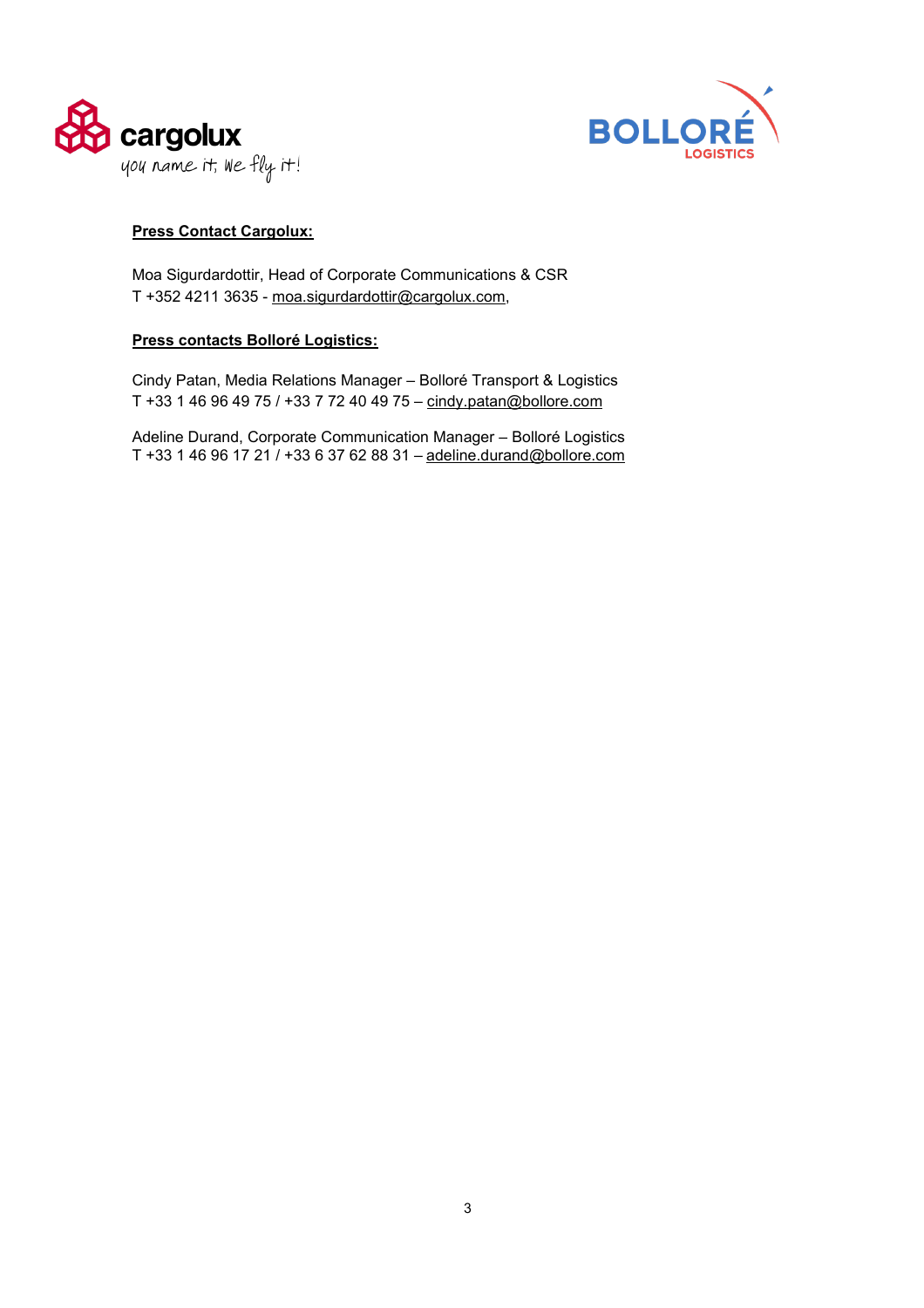**Press Contact Cargolux:**

Moa Sigurdardottir, Head of Corporate Communications & CSR
T +352 4211 3635 - moa.sigurdardottir@cargolux.com,

**Press contacts Bolloré Logistics:**

Cindy Patan, Media Relations Manager – Bolloré Transport & Logistics
T +33 1 46 96 49 75 / +33 7 72 40 49 75 – cindy.patan@bollore.com

Adeline Durand, Corporate Communication Manager – Bolloré Logistics
T +33 1 46 96 17 21 / +33 6 37 62 88 31 – adeline.durand@bollore.com